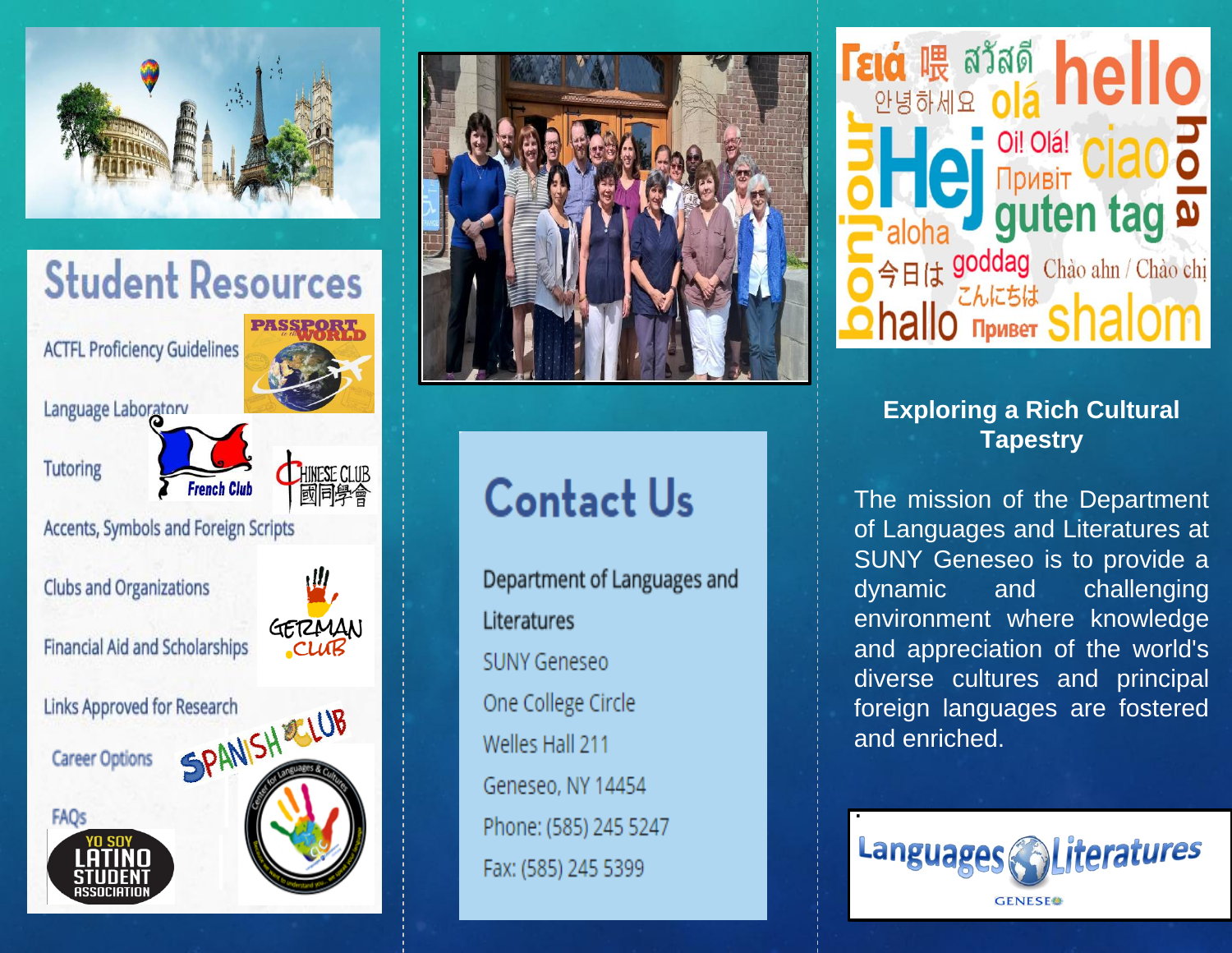## Student Resources

- ACTFL Proficiency Guidelines
- Language Laboratory
- Tutoring
- Accents, Symbols and Foreign Scripts
- Clubs and Organizations
- Financial Aid and Scholarships
- Links Approved for Research
- Career Options
- FAQs

## Contact Us

Department of Languages and Literatures

SUNY Geneseo

One College Circle

Welles Hall 211

Geneseo, NY 14454

Phone: (585) 245 5247

Fax: (585) 245 5399

### Exploring a Rich Cultural Tapestry

The mission of the Department of Languages and Literatures at SUNY Geneseo is to provide a dynamic and challenging environment where knowledge and appreciation of the world's diverse cultures and principal foreign languages are fostered and enriched.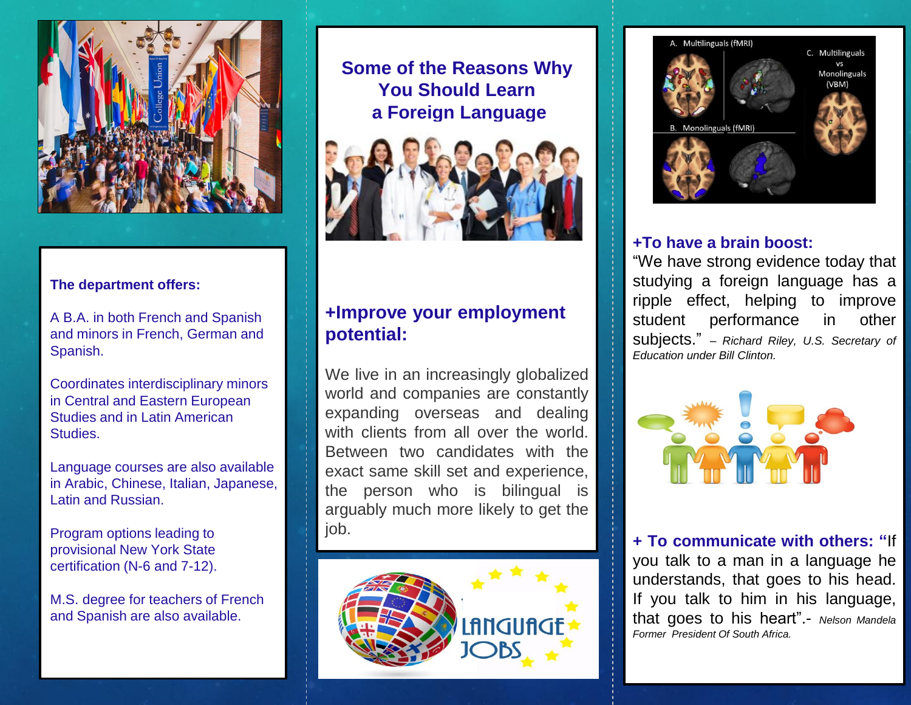**The department offers:**

A B.A. in both French and Spanish and minors in French, German and Spanish.

Coordinates interdisciplinary minors in Central and Eastern European Studies and in Latin American Studies.

Language courses are also available in Arabic, Chinese, Italian, Japanese, Latin and Russian.

Program options leading to provisional New York State certification (N-6 and 7-12).

M.S. degree for teachers of French and Spanish are also available.

## Some of the Reasons Why You Should Learn a Foreign Language

### +Improve your employment potential:

We live in an increasingly globalized world and companies are constantly expanding overseas and dealing with clients from all over the world. Between two candidates with the exact same skill set and experience, the person who is bilingual is arguably much more likely to get the job.

LANGUAGE JOBS

A. Multilinguals (fMRI)

B. Monolinguals (fMRI)

C. Multilinguals vs Monolinguals (VBM)

### +To have a brain boost:

"We have strong evidence today that studying a foreign language has a ripple effect, helping to improve student performance in other subjects." – *Richard Riley, U.S. Secretary of Education under Bill Clinton.*

**+ To communicate with others: "**If you talk to a man in a language he understands, that goes to his head. If you talk to him in his language, that goes to his heart".- *Nelson Mandela Former President Of South Africa.*